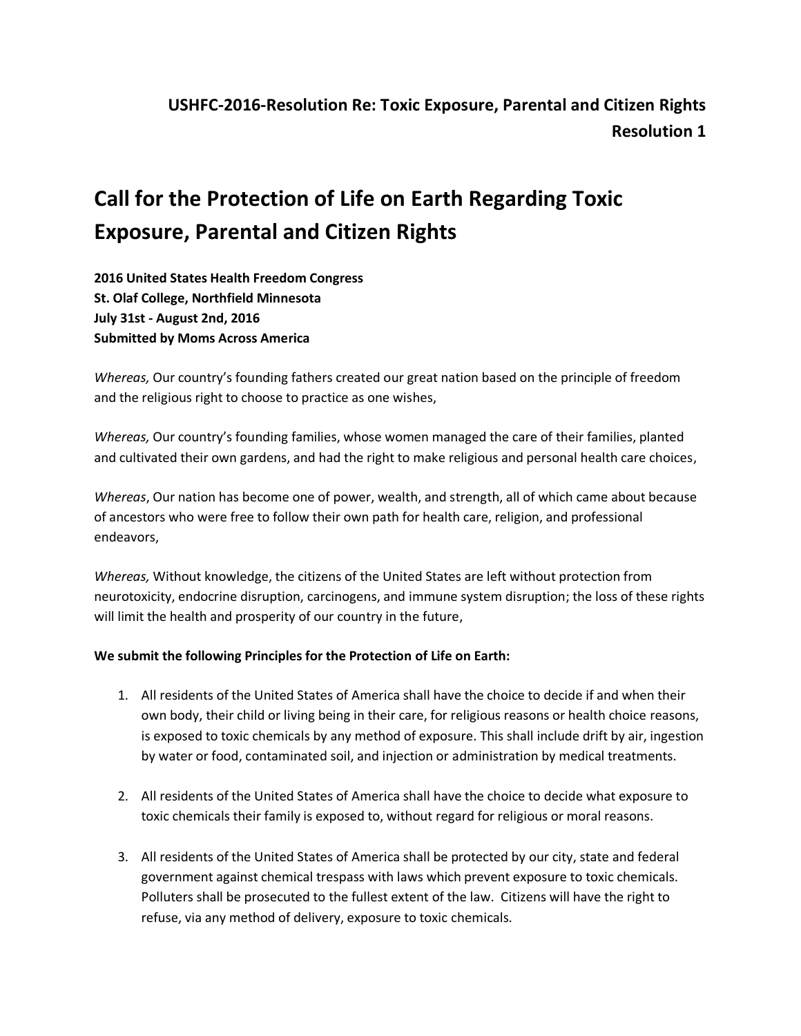**USHFC-2016-Resolution Re: Toxic Exposure, Parental and Citizen Rights**
**Resolution 1**

# Call for the Protection of Life on Earth Regarding Toxic Exposure, Parental and Citizen Rights

**2016 United States Health Freedom Congress**
**St. Olaf College, Northfield Minnesota**
**July 31st - August 2nd, 2016**
**Submitted by Moms Across America**

*Whereas,* Our country's founding fathers created our great nation based on the principle of freedom and the religious right to choose to practice as one wishes,

*Whereas,* Our country's founding families, whose women managed the care of their families, planted and cultivated their own gardens, and had the right to make religious and personal health care choices,

*Whereas*, Our nation has become one of power, wealth, and strength, all of which came about because of ancestors who were free to follow their own path for health care, religion, and professional endeavors,

*Whereas,* Without knowledge, the citizens of the United States are left without protection from neurotoxicity, endocrine disruption, carcinogens, and immune system disruption; the loss of these rights will limit the health and prosperity of our country in the future,

**We submit the following Principles for the Protection of Life on Earth:**

1. All residents of the United States of America shall have the choice to decide if and when their own body, their child or living being in their care, for religious reasons or health choice reasons, is exposed to toxic chemicals by any method of exposure. This shall include drift by air, ingestion by water or food, contaminated soil, and injection or administration by medical treatments.

2. All residents of the United States of America shall have the choice to decide what exposure to toxic chemicals their family is exposed to, without regard for religious or moral reasons.

3. All residents of the United States of America shall be protected by our city, state and federal government against chemical trespass with laws which prevent exposure to toxic chemicals. Polluters shall be prosecuted to the fullest extent of the law. Citizens will have the right to refuse, via any method of delivery, exposure to toxic chemicals.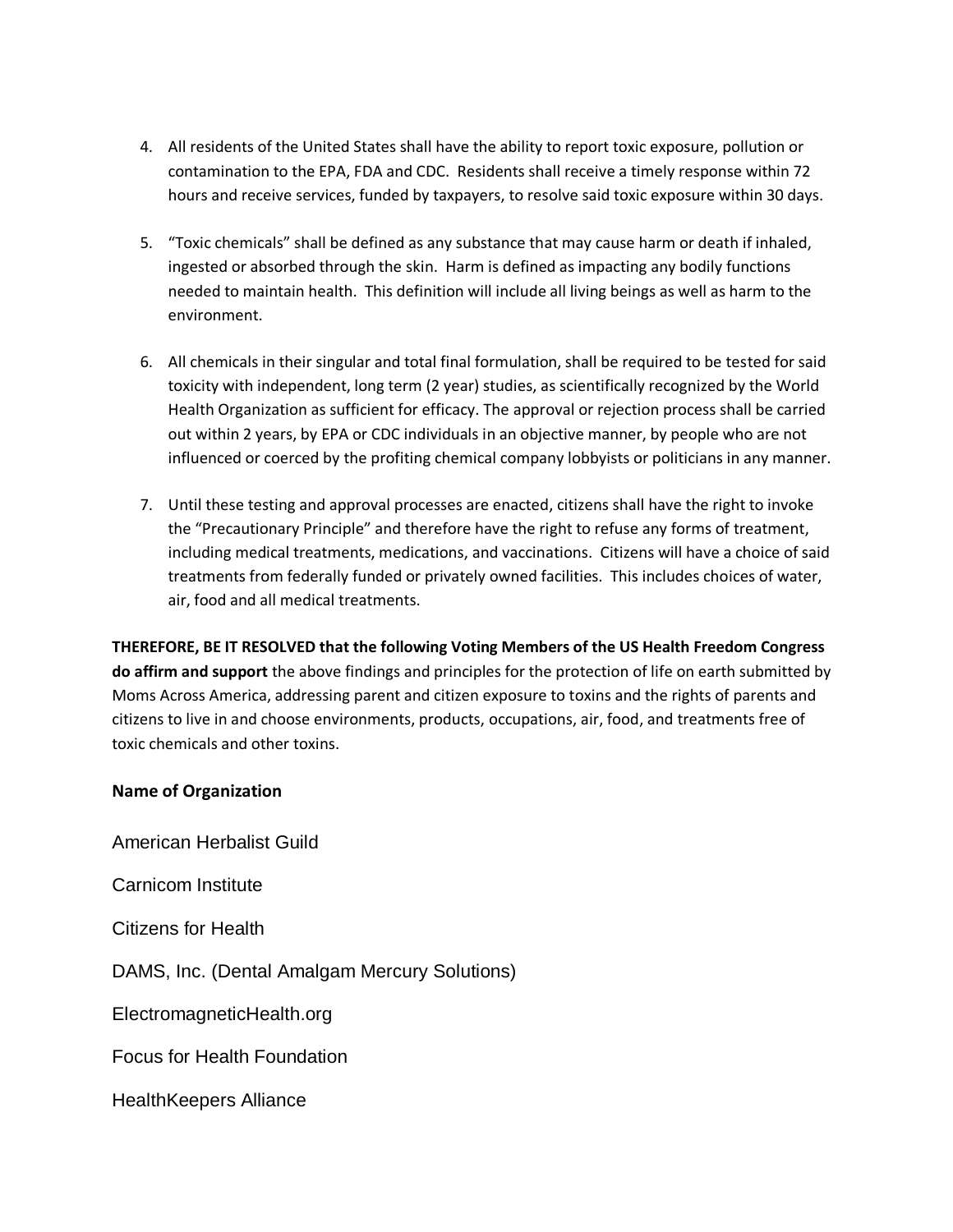4. All residents of the United States shall have the ability to report toxic exposure, pollution or contamination to the EPA, FDA and CDC. Residents shall receive a timely response within 72 hours and receive services, funded by taxpayers, to resolve said toxic exposure within 30 days.

5. "Toxic chemicals" shall be defined as any substance that may cause harm or death if inhaled, ingested or absorbed through the skin. Harm is defined as impacting any bodily functions needed to maintain health. This definition will include all living beings as well as harm to the environment.

6. All chemicals in their singular and total final formulation, shall be required to be tested for said toxicity with independent, long term (2 year) studies, as scientifically recognized by the World Health Organization as sufficient for efficacy. The approval or rejection process shall be carried out within 2 years, by EPA or CDC individuals in an objective manner, by people who are not influenced or coerced by the profiting chemical company lobbyists or politicians in any manner.

7. Until these testing and approval processes are enacted, citizens shall have the right to invoke the "Precautionary Principle" and therefore have the right to refuse any forms of treatment, including medical treatments, medications, and vaccinations. Citizens will have a choice of said treatments from federally funded or privately owned facilities. This includes choices of water, air, food and all medical treatments.

**THEREFORE, BE IT RESOLVED that the following Voting Members of the US Health Freedom Congress do affirm and support** the above findings and principles for the protection of life on earth submitted by Moms Across America, addressing parent and citizen exposure to toxins and the rights of parents and citizens to live in and choose environments, products, occupations, air, food, and treatments free of toxic chemicals and other toxins.

**Name of Organization**

American Herbalist Guild

Carnicom Institute

Citizens for Health

DAMS, Inc. (Dental Amalgam Mercury Solutions)

ElectromagneticHealth.org

Focus for Health Foundation

HealthKeepers Alliance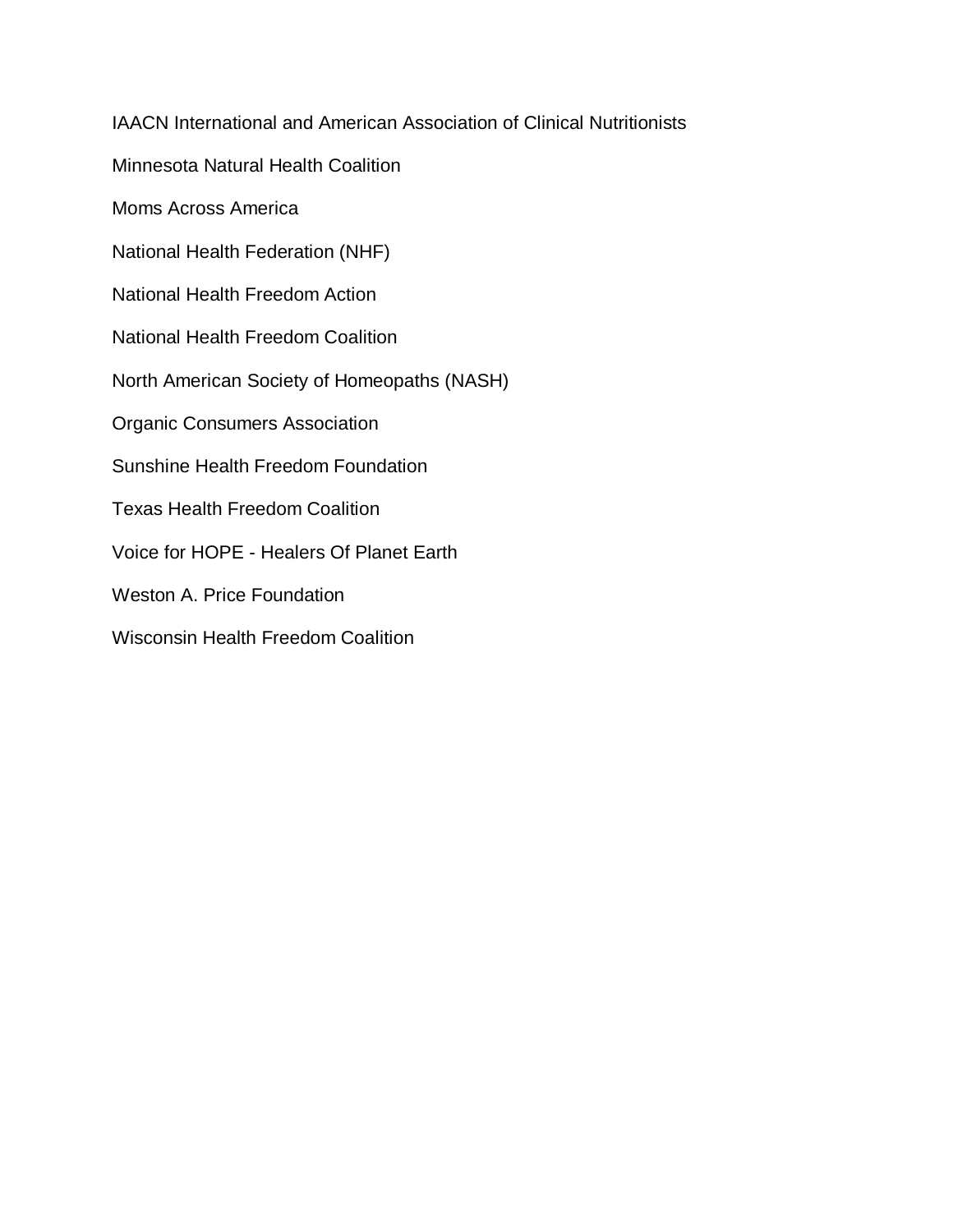IAACN International and American Association of Clinical Nutritionists

Minnesota Natural Health Coalition

Moms Across America

National Health Federation (NHF)

National Health Freedom Action

National Health Freedom Coalition

North American Society of Homeopaths (NASH)

Organic Consumers Association

Sunshine Health Freedom Foundation

Texas Health Freedom Coalition

Voice for HOPE - Healers Of Planet Earth

Weston A. Price Foundation

Wisconsin Health Freedom Coalition